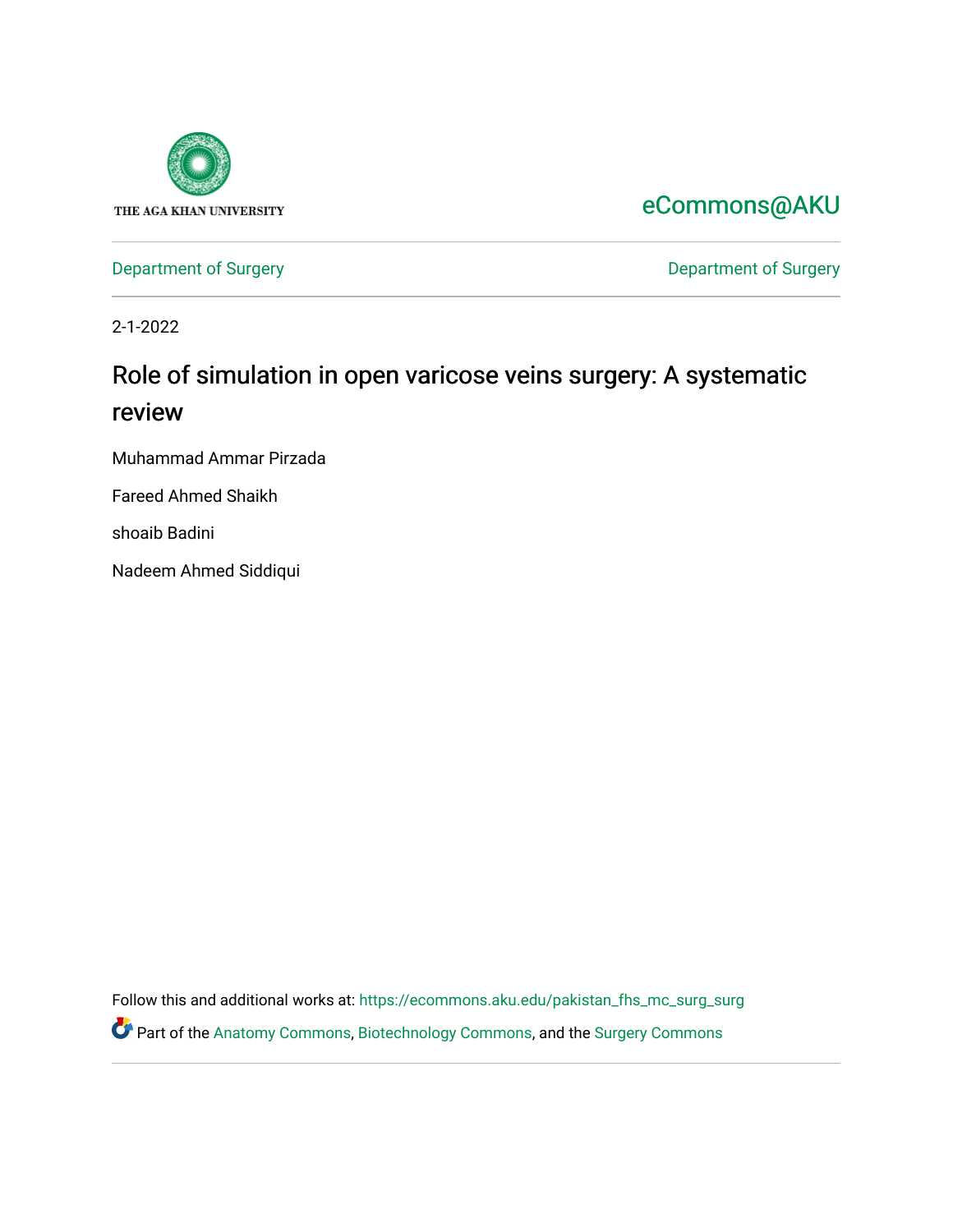THE AGA KHAN UNIVERSITY

eCommons@AKU

Department of Surgery

Department of Surgery

2-1-2022

# Role of simulation in open varicose veins surgery: A systematic review

Muhammad Ammar Pirzada

Fareed Ahmed Shaikh

shoaib Badini

Nadeem Ahmed Siddiqui

Follow this and additional works at: https://ecommons.aku.edu/pakistan_fhs_mc_surg_surg

Part of the Anatomy Commons, Biotechnology Commons, and the Surgery Commons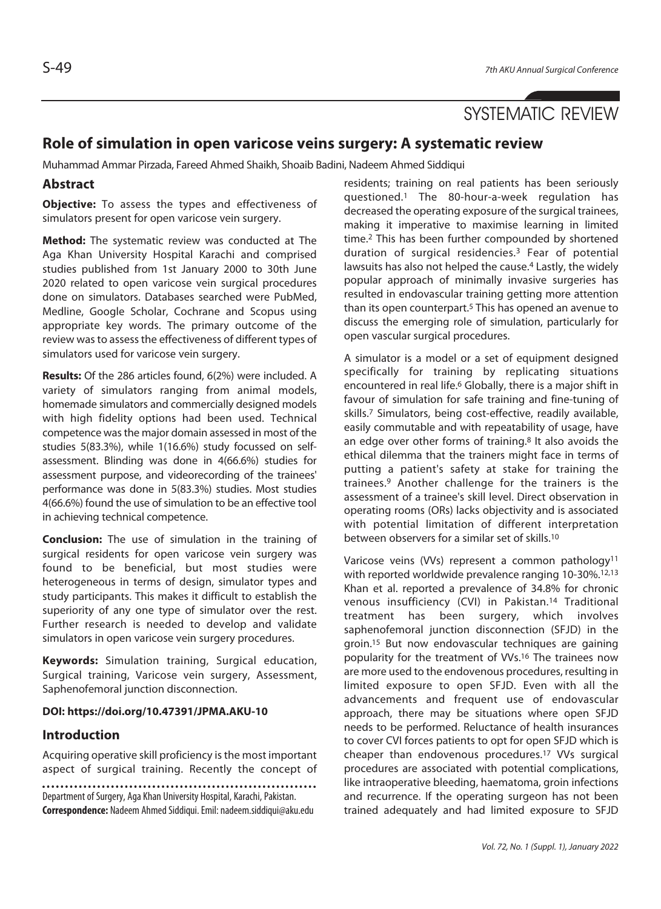SYSTEMATIC REVIEW

# Role of simulation in open varicose veins surgery: A systematic review

Muhammad Ammar Pirzada, Fareed Ahmed Shaikh, Shoaib Badini, Nadeem Ahmed Siddiqui

## Abstract

**Objective:** To assess the types and effectiveness of simulators present for open varicose vein surgery.

**Method:** The systematic review was conducted at The Aga Khan University Hospital Karachi and comprised studies published from 1st January 2000 to 30th June 2020 related to open varicose vein surgical procedures done on simulators. Databases searched were PubMed, Medline, Google Scholar, Cochrane and Scopus using appropriate key words. The primary outcome of the review was to assess the effectiveness of different types of simulators used for varicose vein surgery.

**Results:** Of the 286 articles found, 6(2%) were included. A variety of simulators ranging from animal models, homemade simulators and commercially designed models with high fidelity options had been used. Technical competence was the major domain assessed in most of the studies 5(83.3%), while 1(16.6%) study focussed on self-assessment. Blinding was done in 4(66.6%) studies for assessment purpose, and videorecording of the trainees' performance was done in 5(83.3%) studies. Most studies 4(66.6%) found the use of simulation to be an effective tool in achieving technical competence.

**Conclusion:** The use of simulation in the training of surgical residents for open varicose vein surgery was found to be beneficial, but most studies were heterogeneous in terms of design, simulator types and study participants. This makes it difficult to establish the superiority of any one type of simulator over the rest. Further research is needed to develop and validate simulators in open varicose vein surgery procedures.

**Keywords:** Simulation training, Surgical education, Surgical training, Varicose vein surgery, Assessment, Saphenofemoral junction disconnection.

**DOI: https://doi.org/10.47391/JPMA.AKU-10**

## Introduction

Acquiring operative skill proficiency is the most important aspect of surgical training. Recently the concept of residents; training on real patients has been seriously questioned.[1] The 80-hour-a-week regulation has decreased the operating exposure of the surgical trainees, making it imperative to maximise learning in limited time.[2] This has been further compounded by shortened duration of surgical residencies.[3] Fear of potential lawsuits has also not helped the cause.[4] Lastly, the widely popular approach of minimally invasive surgeries has resulted in endovascular training getting more attention than its open counterpart.[5] This has opened an avenue to discuss the emerging role of simulation, particularly for open vascular surgical procedures.

A simulator is a model or a set of equipment designed specifically for training by replicating situations encountered in real life.[6] Globally, there is a major shift in favour of simulation for safe training and fine-tuning of skills.[7] Simulators, being cost-effective, readily available, easily commutable and with repeatability of usage, have an edge over other forms of training.[8] It also avoids the ethical dilemma that the trainers might face in terms of putting a patient's safety at stake for training the trainees.[9] Another challenge for the trainers is the assessment of a trainee's skill level. Direct observation in operating rooms (ORs) lacks objectivity and is associated with potential limitation of different interpretation between observers for a similar set of skills.[10]

Varicose veins (VVs) represent a common pathology[11] with reported worldwide prevalence ranging 10-30%.[12,13] Khan et al. reported a prevalence of 34.8% for chronic venous insufficiency (CVI) in Pakistan.[14] Traditional treatment has been surgery, which involves saphenofemoral junction disconnection (SFJD) in the groin.[15] But now endovascular techniques are gaining popularity for the treatment of VVs.[16] The trainees now are more used to the endovenous procedures, resulting in limited exposure to open SFJD. Even with all the advancements and frequent use of endovascular approach, there may be situations where open SFJD needs to be performed. Reluctance of health insurances to cover CVI forces patients to opt for open SFJD which is cheaper than endovenous procedures.[17] VVs surgical procedures are associated with potential complications, like intraoperative bleeding, haematoma, groin infections and recurrence. If the operating surgeon has not been trained adequately and had limited exposure to SFJD

Department of Surgery, Aga Khan University Hospital, Karachi, Pakistan.
**Correspondence:** Nadeem Ahmed Siddiqui. Emil: nadeem.siddiqui@aku.edu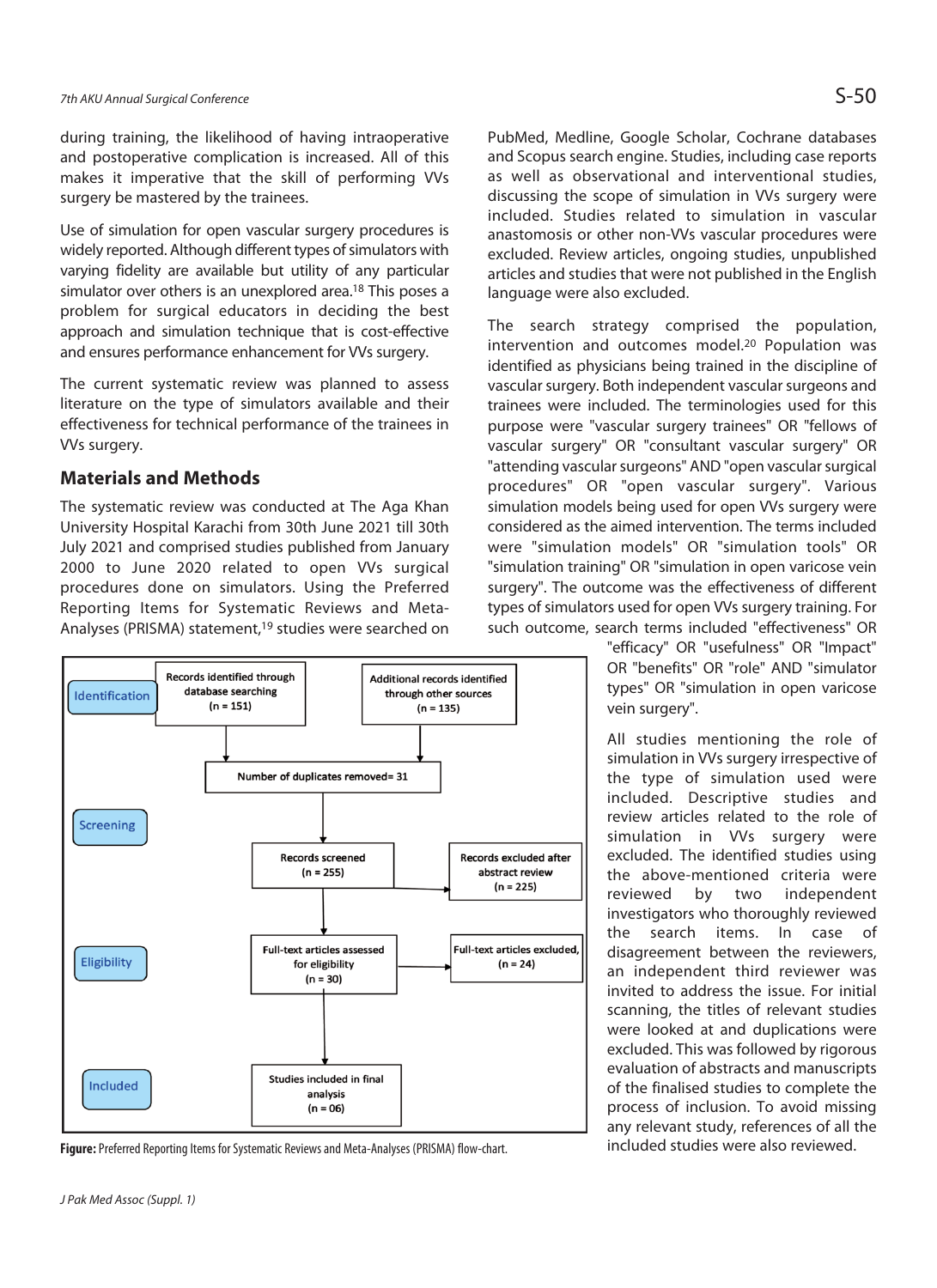during training, the likelihood of having intraoperative and postoperative complication is increased. All of this makes it imperative that the skill of performing VVs surgery be mastered by the trainees.

Use of simulation for open vascular surgery procedures is widely reported. Although different types of simulators with varying fidelity are available but utility of any particular simulator over others is an unexplored area.[18] This poses a problem for surgical educators in deciding the best approach and simulation technique that is cost-effective and ensures performance enhancement for VVs surgery.

The current systematic review was planned to assess literature on the type of simulators available and their effectiveness for technical performance of the trainees in VVs surgery.

## Materials and Methods

The systematic review was conducted at The Aga Khan University Hospital Karachi from 30th June 2021 till 30th July 2021 and comprised studies published from January 2000 to June 2020 related to open VVs surgical procedures done on simulators. Using the Preferred Reporting Items for Systematic Reviews and Meta-Analyses (PRISMA) statement,[19] studies were searched on PubMed, Medline, Google Scholar, Cochrane databases and Scopus search engine. Studies, including case reports as well as observational and interventional studies, discussing the scope of simulation in VVs surgery were included. Studies related to simulation in vascular anastomosis or other non-VVs vascular procedures were excluded. Review articles, ongoing studies, unpublished articles and studies that were not published in the English language were also excluded.

The search strategy comprised the population, intervention and outcomes model.[20] Population was identified as physicians being trained in the discipline of vascular surgery. Both independent vascular surgeons and trainees were included. The terminologies used for this purpose were "vascular surgery trainees" OR "fellows of vascular surgery" OR "consultant vascular surgery" OR "attending vascular surgeons" AND "open vascular surgical procedures" OR "open vascular surgery". Various simulation models being used for open VVs surgery were considered as the aimed intervention. The terms included were "simulation models" OR "simulation tools" OR "simulation training" OR "simulation in open varicose vein surgery". The outcome was the effectiveness of different types of simulators used for open VVs surgery training. For such outcome, search terms included "effectiveness" OR "efficacy" OR "usefulness" OR "Impact" OR "benefits" OR "role" AND "simulator types" OR "simulation in open varicose vein surgery".

All studies mentioning the role of simulation in VVs surgery irrespective of the type of simulation used were included. Descriptive studies and review articles related to the role of simulation in VVs surgery were excluded. The identified studies using the above-mentioned criteria were reviewed by two independent investigators who thoroughly reviewed the search items. In case of disagreement between the reviewers, an independent third reviewer was invited to address the issue. For initial scanning, the titles of relevant studies were looked at and duplications were excluded. This was followed by rigorous evaluation of abstracts and manuscripts of the finalised studies to complete the process of inclusion. To avoid missing any relevant study, references of all the included studies were also reviewed.

**Identification**
- Records identified through database searching (n = 151)
- Additional records identified through other sources (n = 135)
- Number of duplicates removed= 31

**Screening**
- Records screened (n = 255)
- Records excluded after abstract review (n = 225)

**Eligibility**
- Full-text articles assessed for eligibility (n = 30)
- Full-text articles excluded, (n = 24)

**Included**
- Studies included in final analysis (n = 06)

**Figure:** Preferred Reporting Items for Systematic Reviews and Meta-Analyses (PRISMA) flow-chart.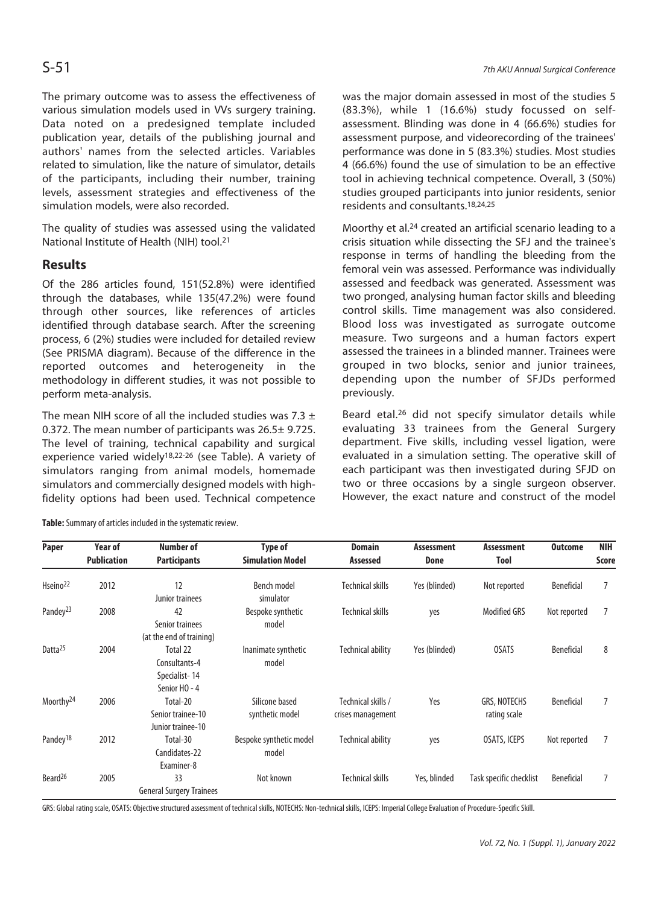The primary outcome was to assess the effectiveness of various simulation models used in VVs surgery training. Data noted on a predesigned template included publication year, details of the publishing journal and authors' names from the selected articles. Variables related to simulation, like the nature of simulator, details of the participants, including their number, training levels, assessment strategies and effectiveness of the simulation models, were also recorded.

The quality of studies was assessed using the validated National Institute of Health (NIH) tool.[21]

## Results

Of the 286 articles found, 151(52.8%) were identified through the databases, while 135(47.2%) were found through other sources, like references of articles identified through database search. After the screening process, 6 (2%) studies were included for detailed review (See PRISMA diagram). Because of the difference in the reported outcomes and heterogeneity in the methodology in different studies, it was not possible to perform meta-analysis.

The mean NIH score of all the included studies was 7.3 ± 0.372. The mean number of participants was 26.5± 9.725. The level of training, technical capability and surgical experience varied widely[18,22-26] (see Table). A variety of simulators ranging from animal models, homemade simulators and commercially designed models with high-fidelity options had been used. Technical competence was the major domain assessed in most of the studies 5 (83.3%), while 1 (16.6%) study focussed on self-assessment. Blinding was done in 4 (66.6%) studies for assessment purpose, and videorecording of the trainees' performance was done in 5 (83.3%) studies. Most studies 4 (66.6%) found the use of simulation to be an effective tool in achieving technical competence. Overall, 3 (50%) studies grouped participants into junior residents, senior residents and consultants.[18,24,25]

Moorthy et al.[24] created an artificial scenario leading to a crisis situation while dissecting the SFJ and the trainee's response in terms of handling the bleeding from the femoral vein was assessed. Performance was individually assessed and feedback was generated. Assessment was two pronged, analysing human factor skills and bleeding control skills. Time management was also considered. Blood loss was investigated as surrogate outcome measure. Two surgeons and a human factors expert assessed the trainees in a blinded manner. Trainees were grouped in two blocks, senior and junior trainees, depending upon the number of SFJDs performed previously.

Beard etal.[26] did not specify simulator details while evaluating 33 trainees from the General Surgery department. Five skills, including vessel ligation, were evaluated in a simulation setting. The operative skill of each participant was then investigated during SFJD on two or three occasions by a single surgeon observer. However, the exact nature and construct of the model

**Table:** Summary of articles included in the systematic review.

| Paper | Year of Publication | Number of Participants | Type of Simulation Model | Domain Assessed | Assessment Done | Assessment Tool | Outcome | NIH Score |
|---|---|---|---|---|---|---|---|---|
| Hseino[22] | 2012 | 12 Junior trainees | Bench model simulator | Technical skills | Yes (blinded) | Not reported | Beneficial | 7 |
| Pandey[23] | 2008 | 42 Senior trainees (at the end of training) | Bespoke synthetic model | Technical skills | yes | Modified GRS | Not reported | 7 |
| Datta[25] | 2004 | Total 22 Consultants-4 Specialist- 14 Senior HO - 4 | Inanimate synthetic model | Technical ability | Yes (blinded) | OSATS | Beneficial | 8 |
| Moorthy[24] | 2006 | Total-20 Senior trainee-10 Junior trainee-10 | Silicone based synthetic model | Technical skills / crises management | Yes | GRS, NOTECHS rating scale | Beneficial | 7 |
| Pandey[18] | 2012 | Total-30 Candidates-22 Examiner-8 | Bespoke synthetic model model | Technical ability | yes | OSATS, ICEPS | Not reported | 7 |
| Beard[26] | 2005 | 33 General Surgery Trainees | Not known | Technical skills | Yes, blinded | Task specific checklist | Beneficial | 7 |

GRS: Global rating scale, OSATS: Objective structured assessment of technical skills, NOTECHS: Non-technical skills, ICEPS: Imperial College Evaluation of Procedure-Specific Skill.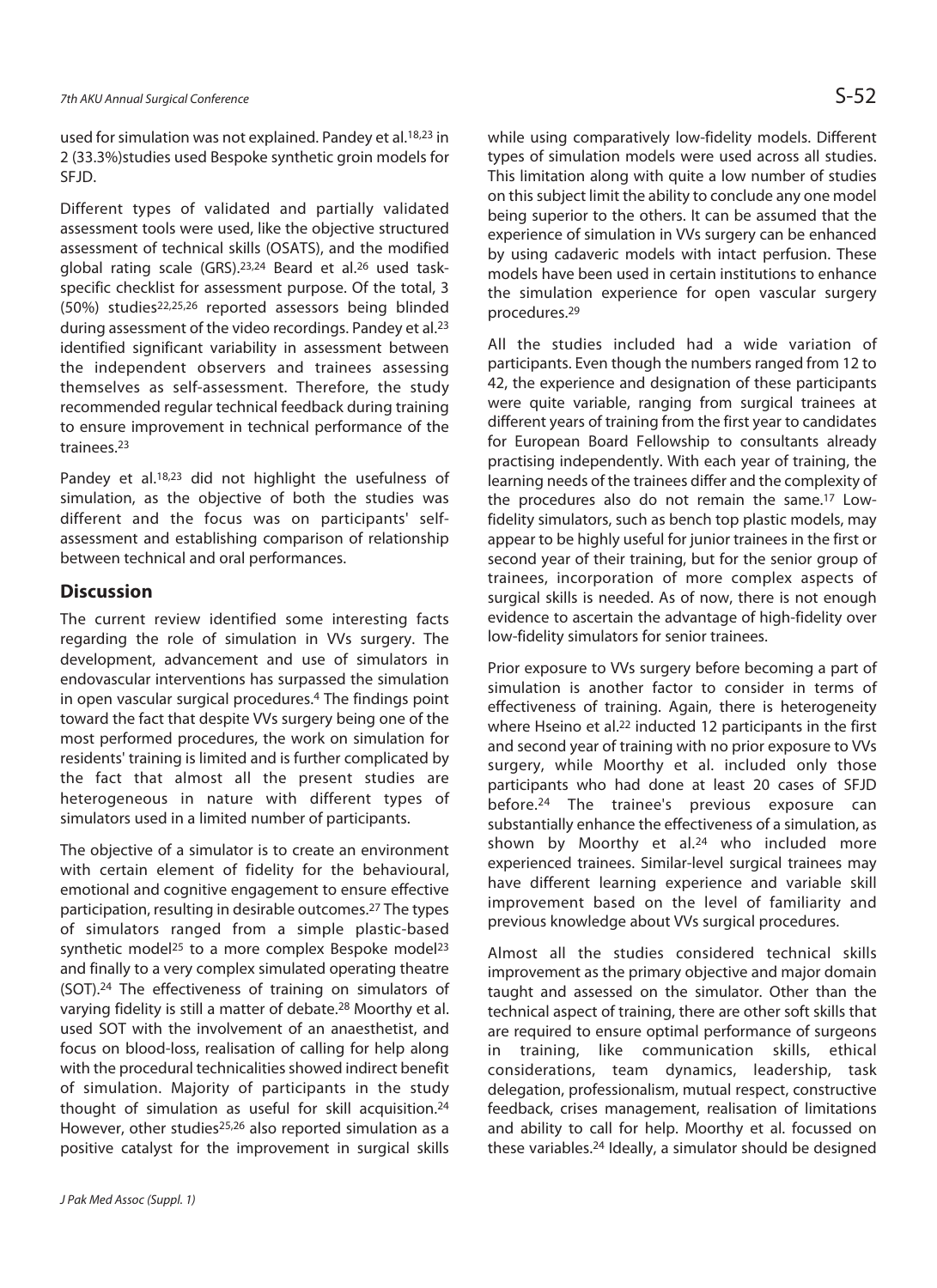used for simulation was not explained. Pandey et al.[18,23] in 2 (33.3%)studies used Bespoke synthetic groin models for SFJD.

Different types of validated and partially validated assessment tools were used, like the objective structured assessment of technical skills (OSATS), and the modified global rating scale (GRS).[23,24] Beard et al.[26] used task-specific checklist for assessment purpose. Of the total, 3 (50%) studies[22,25,26] reported assessors being blinded during assessment of the video recordings. Pandey et al.[23] identified significant variability in assessment between the independent observers and trainees assessing themselves as self-assessment. Therefore, the study recommended regular technical feedback during training to ensure improvement in technical performance of the trainees.[23]

Pandey et al.[18,23] did not highlight the usefulness of simulation, as the objective of both the studies was different and the focus was on participants' self-assessment and establishing comparison of relationship between technical and oral performances.

## Discussion

The current review identified some interesting facts regarding the role of simulation in VVs surgery. The development, advancement and use of simulators in endovascular interventions has surpassed the simulation in open vascular surgical procedures.[4] The findings point toward the fact that despite VVs surgery being one of the most performed procedures, the work on simulation for residents' training is limited and is further complicated by the fact that almost all the present studies are heterogeneous in nature with different types of simulators used in a limited number of participants.

The objective of a simulator is to create an environment with certain element of fidelity for the behavioural, emotional and cognitive engagement to ensure effective participation, resulting in desirable outcomes.[27] The types of simulators ranged from a simple plastic-based synthetic model[25] to a more complex Bespoke model[23] and finally to a very complex simulated operating theatre (SOT).[24] The effectiveness of training on simulators of varying fidelity is still a matter of debate.[28] Moorthy et al. used SOT with the involvement of an anaesthetist, and focus on blood-loss, realisation of calling for help along with the procedural technicalities showed indirect benefit of simulation. Majority of participants in the study thought of simulation as useful for skill acquisition.[24] However, other studies[25,26] also reported simulation as a positive catalyst for the improvement in surgical skills while using comparatively low-fidelity models. Different types of simulation models were used across all studies. This limitation along with quite a low number of studies on this subject limit the ability to conclude any one model being superior to the others. It can be assumed that the experience of simulation in VVs surgery can be enhanced by using cadaveric models with intact perfusion. These models have been used in certain institutions to enhance the simulation experience for open vascular surgery procedures.[29]

All the studies included had a wide variation of participants. Even though the numbers ranged from 12 to 42, the experience and designation of these participants were quite variable, ranging from surgical trainees at different years of training from the first year to candidates for European Board Fellowship to consultants already practising independently. With each year of training, the learning needs of the trainees differ and the complexity of the procedures also do not remain the same.[17] Low-fidelity simulators, such as bench top plastic models, may appear to be highly useful for junior trainees in the first or second year of their training, but for the senior group of trainees, incorporation of more complex aspects of surgical skills is needed. As of now, there is not enough evidence to ascertain the advantage of high-fidelity over low-fidelity simulators for senior trainees.

Prior exposure to VVs surgery before becoming a part of simulation is another factor to consider in terms of effectiveness of training. Again, there is heterogeneity where Hseino et al.[22] inducted 12 participants in the first and second year of training with no prior exposure to VVs surgery, while Moorthy et al. included only those participants who had done at least 20 cases of SFJD before.[24] The trainee's previous exposure can substantially enhance the effectiveness of a simulation, as shown by Moorthy et al.[24] who included more experienced trainees. Similar-level surgical trainees may have different learning experience and variable skill improvement based on the level of familiarity and previous knowledge about VVs surgical procedures.

Almost all the studies considered technical skills improvement as the primary objective and major domain taught and assessed on the simulator. Other than the technical aspect of training, there are other soft skills that are required to ensure optimal performance of surgeons in training, like communication skills, ethical considerations, team dynamics, leadership, task delegation, professionalism, mutual respect, constructive feedback, crises management, realisation of limitations and ability to call for help. Moorthy et al. focussed on these variables.[24] Ideally, a simulator should be designed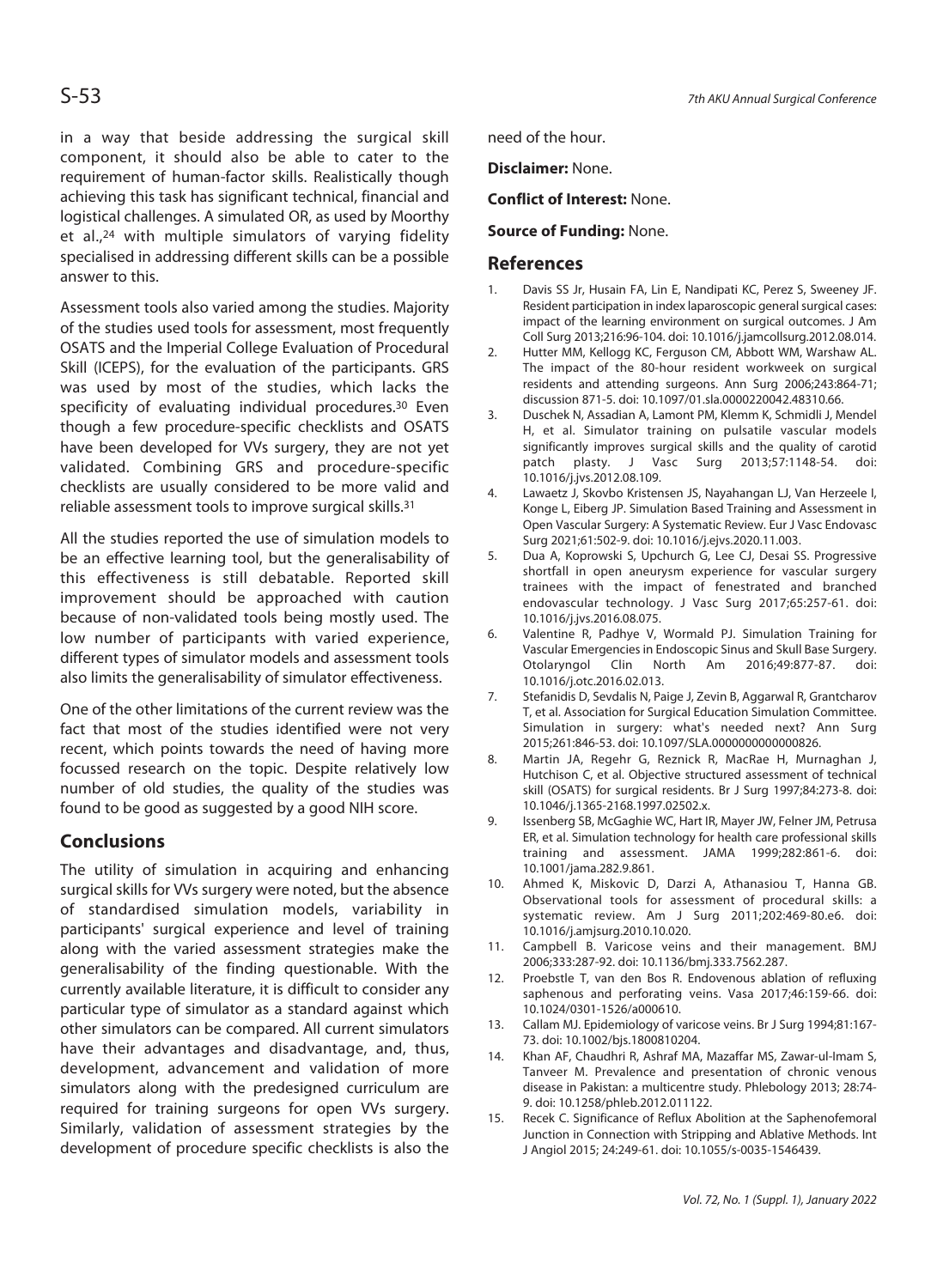in a way that beside addressing the surgical skill component, it should also be able to cater to the requirement of human-factor skills. Realistically though achieving this task has significant technical, financial and logistical challenges. A simulated OR, as used by Moorthy et al.,[24] with multiple simulators of varying fidelity specialised in addressing different skills can be a possible answer to this.

Assessment tools also varied among the studies. Majority of the studies used tools for assessment, most frequently OSATS and the Imperial College Evaluation of Procedural Skill (ICEPS), for the evaluation of the participants. GRS was used by most of the studies, which lacks the specificity of evaluating individual procedures.[30] Even though a few procedure-specific checklists and OSATS have been developed for VVs surgery, they are not yet validated. Combining GRS and procedure-specific checklists are usually considered to be more valid and reliable assessment tools to improve surgical skills.[31]

All the studies reported the use of simulation models to be an effective learning tool, but the generalisability of this effectiveness is still debatable. Reported skill improvement should be approached with caution because of non-validated tools being mostly used. The low number of participants with varied experience, different types of simulator models and assessment tools also limits the generalisability of simulator effectiveness.

One of the other limitations of the current review was the fact that most of the studies identified were not very recent, which points towards the need of having more focussed research on the topic. Despite relatively low number of old studies, the quality of the studies was found to be good as suggested by a good NIH score.

## Conclusions

The utility of simulation in acquiring and enhancing surgical skills for VVs surgery were noted, but the absence of standardised simulation models, variability in participants' surgical experience and level of training along with the varied assessment strategies make the generalisability of the finding questionable. With the currently available literature, it is difficult to consider any particular type of simulator as a standard against which other simulators can be compared. All current simulators have their advantages and disadvantage, and, thus, development, advancement and validation of more simulators along with the predesigned curriculum are required for training surgeons for open VVs surgery. Similarly, validation of assessment strategies by the development of procedure specific checklists is also the need of the hour.

**Disclaimer:** None.

**Conflict of Interest:** None.

**Source of Funding:** None.

## References

1. Davis SS Jr, Husain FA, Lin E, Nandipati KC, Perez S, Sweeney JF. Resident participation in index laparoscopic general surgical cases: impact of the learning environment on surgical outcomes. J Am Coll Surg 2013;216:96-104. doi: 10.1016/j.jamcollsurg.2012.08.014.
2. Hutter MM, Kellogg KC, Ferguson CM, Abbott WM, Warshaw AL. The impact of the 80-hour resident workweek on surgical residents and attending surgeons. Ann Surg 2006;243:864-71; discussion 871-5. doi: 10.1097/01.sla.0000220042.48310.66.
3. Duschek N, Assadian A, Lamont PM, Klemm K, Schmidli J, Mendel H, et al. Simulator training on pulsatile vascular models significantly improves surgical skills and the quality of carotid patch plasty. J Vasc Surg 2013;57:1148-54. doi: 10.1016/j.jvs.2012.08.109.
4. Lawaetz J, Skovbo Kristensen JS, Nayahangan LJ, Van Herzeele I, Konge L, Eiberg JP. Simulation Based Training and Assessment in Open Vascular Surgery: A Systematic Review. Eur J Vasc Endovasc Surg 2021;61:502-9. doi: 10.1016/j.ejvs.2020.11.003.
5. Dua A, Koprowski S, Upchurch G, Lee CJ, Desai SS. Progressive shortfall in open aneurysm experience for vascular surgery trainees with the impact of fenestrated and branched endovascular technology. J Vasc Surg 2017;65:257-61. doi: 10.1016/j.jvs.2016.08.075.
6. Valentine R, Padhye V, Wormald PJ. Simulation Training for Vascular Emergencies in Endoscopic Sinus and Skull Base Surgery. Otolaryngol Clin North Am 2016;49:877-87. doi: 10.1016/j.otc.2016.02.013.
7. Stefanidis D, Sevdalis N, Paige J, Zevin B, Aggarwal R, Grantcharov T, et al. Association for Surgical Education Simulation Committee. Simulation in surgery: what's needed next? Ann Surg 2015;261:846-53. doi: 10.1097/SLA.0000000000000826.
8. Martin JA, Regehr G, Reznick R, MacRae H, Murnaghan J, Hutchison C, et al. Objective structured assessment of technical skill (OSATS) for surgical residents. Br J Surg 1997;84:273-8. doi: 10.1046/j.1365-2168.1997.02502.x.
9. Issenberg SB, McGaghie WC, Hart IR, Mayer JW, Felner JM, Petrusa ER, et al. Simulation technology for health care professional skills training and assessment. JAMA 1999;282:861-6. doi: 10.1001/jama.282.9.861.
10. Ahmed K, Miskovic D, Darzi A, Athanasiou T, Hanna GB. Observational tools for assessment of procedural skills: a systematic review. Am J Surg 2011;202:469-80.e6. doi: 10.1016/j.amjsurg.2010.10.020.
11. Campbell B. Varicose veins and their management. BMJ 2006;333:287-92. doi: 10.1136/bmj.333.7562.287.
12. Proebstle T, van den Bos R. Endovenous ablation of refluxing saphenous and perforating veins. Vasa 2017;46:159-66. doi: 10.1024/0301-1526/a000610.
13. Callam MJ. Epidemiology of varicose veins. Br J Surg 1994;81:167-73. doi: 10.1002/bjs.1800810204.
14. Khan AF, Chaudhri R, Ashraf MA, Mazaffar MS, Zawar-ul-Imam S, Tanveer M. Prevalence and presentation of chronic venous disease in Pakistan: a multicentre study. Phlebology 2013; 28:74-9. doi: 10.1258/phleb.2012.011122.
15. Recek C. Significance of Reflux Abolition at the Saphenofemoral Junction in Connection with Stripping and Ablative Methods. Int J Angiol 2015; 24:249-61. doi: 10.1055/s-0035-1546439.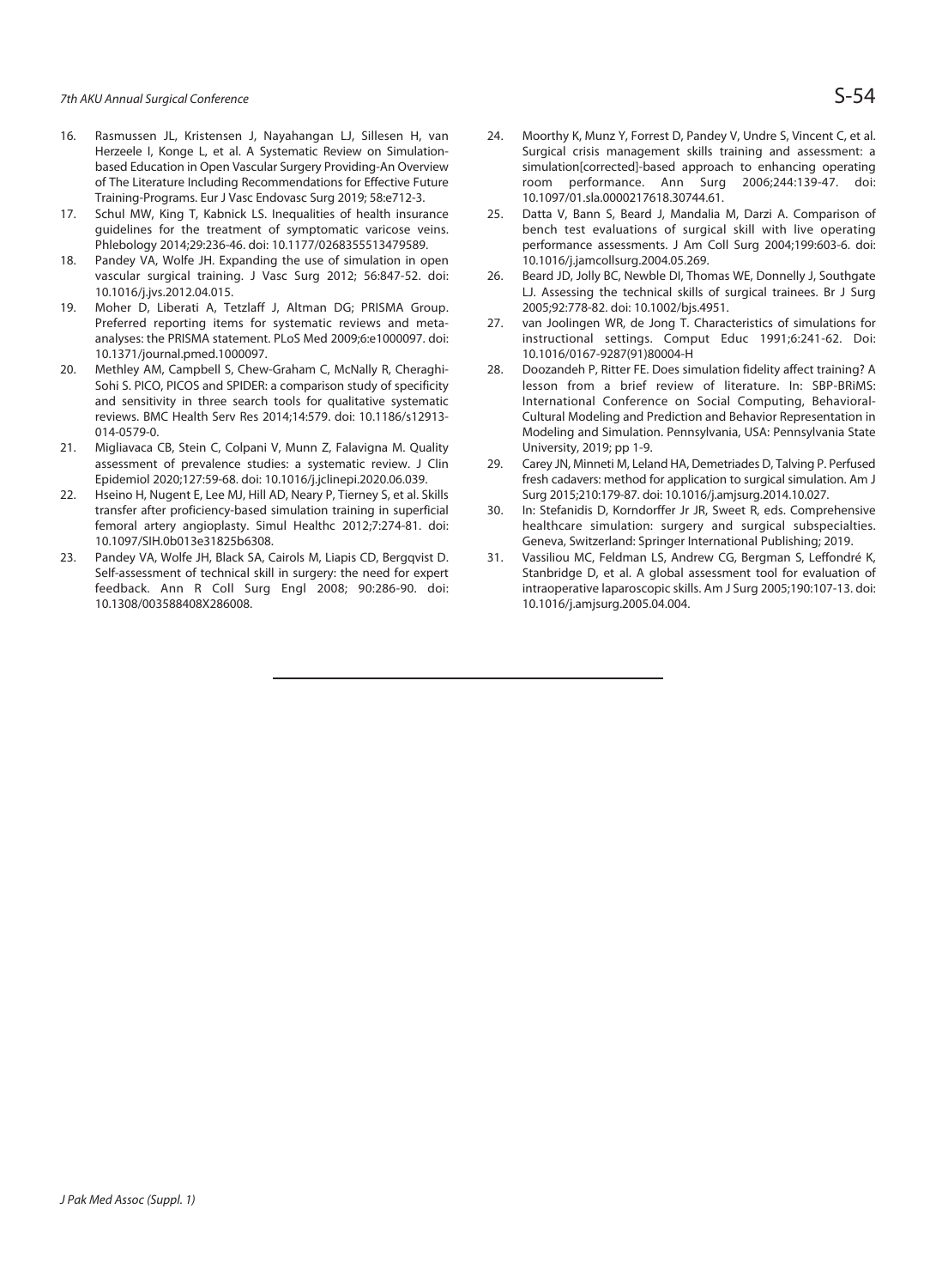16. Rasmussen JL, Kristensen J, Nayahangan LJ, Sillesen H, van Herzeele I, Konge L, et al. A Systematic Review on Simulation-based Education in Open Vascular Surgery Providing-An Overview of The Literature Including Recommendations for Effective Future Training-Programs. Eur J Vasc Endovasc Surg 2019; 58:e712-3.
17. Schul MW, King T, Kabnick LS. Inequalities of health insurance guidelines for the treatment of symptomatic varicose veins. Phlebology 2014;29:236-46. doi: 10.1177/0268355513479589.
18. Pandey VA, Wolfe JH. Expanding the use of simulation in open vascular surgical training. J Vasc Surg 2012; 56:847-52. doi: 10.1016/j.jvs.2012.04.015.
19. Moher D, Liberati A, Tetzlaff J, Altman DG; PRISMA Group. Preferred reporting items for systematic reviews and meta-analyses: the PRISMA statement. PLoS Med 2009;6:e1000097. doi: 10.1371/journal.pmed.1000097.
20. Methley AM, Campbell S, Chew-Graham C, McNally R, Cheraghi-Sohi S. PICO, PICOS and SPIDER: a comparison study of specificity and sensitivity in three search tools for qualitative systematic reviews. BMC Health Serv Res 2014;14:579. doi: 10.1186/s12913-014-0579-0.
21. Migliavaca CB, Stein C, Colpani V, Munn Z, Falavigna M. Quality assessment of prevalence studies: a systematic review. J Clin Epidemiol 2020;127:59-68. doi: 10.1016/j.jclinepi.2020.06.039.
22. Hseino H, Nugent E, Lee MJ, Hill AD, Neary P, Tierney S, et al. Skills transfer after proficiency-based simulation training in superficial femoral artery angioplasty. Simul Healthc 2012;7:274-81. doi: 10.1097/SIH.0b013e31825b6308.
23. Pandey VA, Wolfe JH, Black SA, Cairols M, Liapis CD, Bergqvist D. Self-assessment of technical skill in surgery: the need for expert feedback. Ann R Coll Surg Engl 2008; 90:286-90. doi: 10.1308/003588408X286008.
24. Moorthy K, Munz Y, Forrest D, Pandey V, Undre S, Vincent C, et al. Surgical crisis management skills training and assessment: a simulation[corrected]-based approach to enhancing operating room performance. Ann Surg 2006;244:139-47. doi: 10.1097/01.sla.0000217618.30744.61.
25. Datta V, Bann S, Beard J, Mandalia M, Darzi A. Comparison of bench test evaluations of surgical skill with live operating performance assessments. J Am Coll Surg 2004;199:603-6. doi: 10.1016/j.jamcollsurg.2004.05.269.
26. Beard JD, Jolly BC, Newble DI, Thomas WE, Donnelly J, Southgate LJ. Assessing the technical skills of surgical trainees. Br J Surg 2005;92:778-82. doi: 10.1002/bjs.4951.
27. van Joolingen WR, de Jong T. Characteristics of simulations for instructional settings. Comput Educ 1991;6:241-62. Doi: 10.1016/0167-9287(91)80004-H
28. Doozandeh P, Ritter FE. Does simulation fidelity affect training? A lesson from a brief review of literature. In: SBP-BRiMS: International Conference on Social Computing, Behavioral-Cultural Modeling and Prediction and Behavior Representation in Modeling and Simulation. Pennsylvania, USA: Pennsylvania State University, 2019; pp 1-9.
29. Carey JN, Minneti M, Leland HA, Demetriades D, Talving P. Perfused fresh cadavers: method for application to surgical simulation. Am J Surg 2015;210:179-87. doi: 10.1016/j.amjsurg.2014.10.027.
30. In: Stefanidis D, Korndorffer Jr JR, Sweet R, eds. Comprehensive healthcare simulation: surgery and surgical subspecialties. Geneva, Switzerland: Springer International Publishing; 2019.
31. Vassiliou MC, Feldman LS, Andrew CG, Bergman S, Leffondré K, Stanbridge D, et al. A global assessment tool for evaluation of intraoperative laparoscopic skills. Am J Surg 2005;190:107-13. doi: 10.1016/j.amjsurg.2005.04.004.